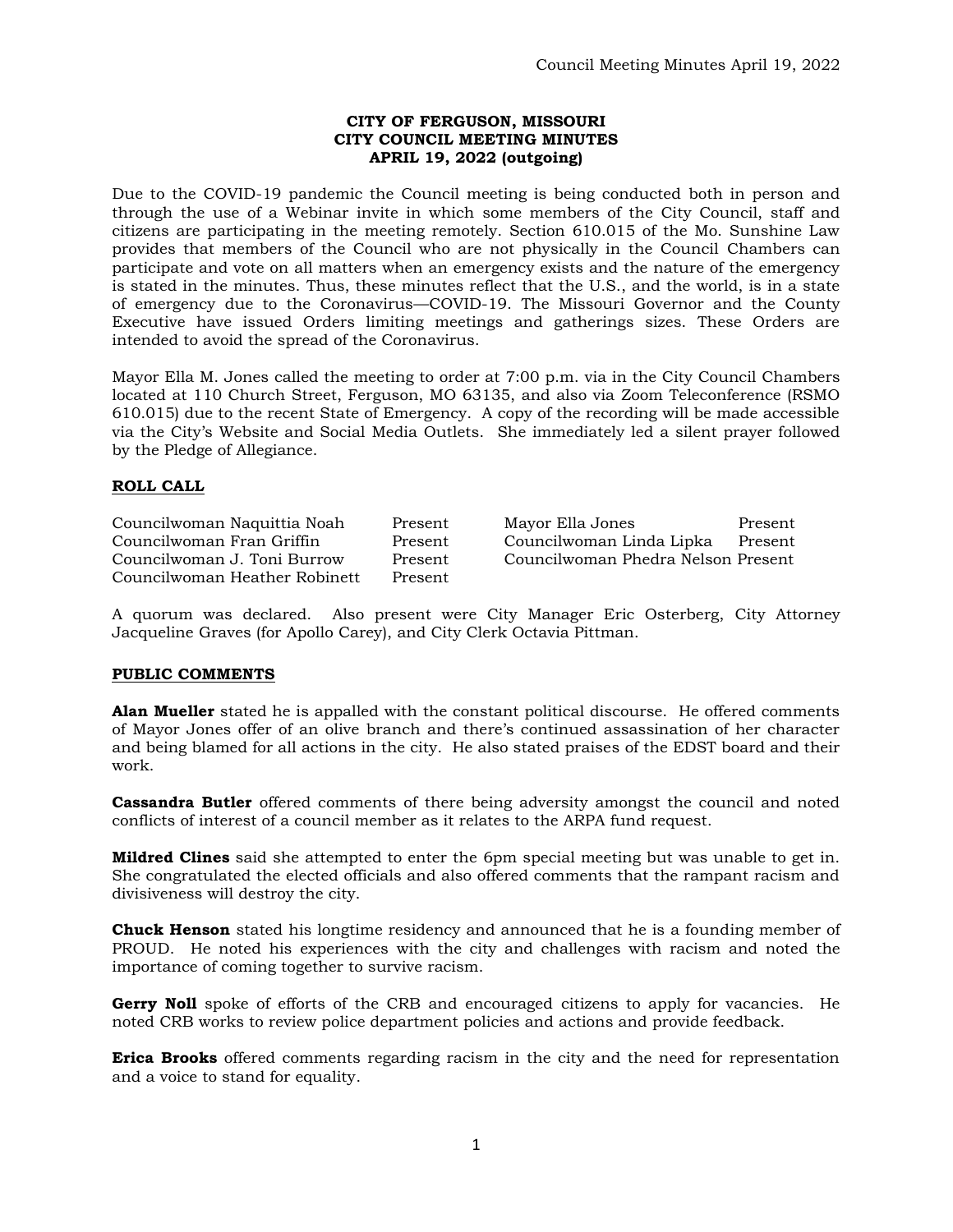**CITY OF FERGUSON, MISSOURI**
**CITY COUNCIL MEETING MINUTES**
**APRIL 19, 2022 (outgoing)**

Due to the COVID-19 pandemic the Council meeting is being conducted both in person and through the use of a Webinar invite in which some members of the City Council, staff and citizens are participating in the meeting remotely. Section 610.015 of the Mo. Sunshine Law provides that members of the Council who are not physically in the Council Chambers can participate and vote on all matters when an emergency exists and the nature of the emergency is stated in the minutes. Thus, these minutes reflect that the U.S., and the world, is in a state of emergency due to the Coronavirus—COVID-19. The Missouri Governor and the County Executive have issued Orders limiting meetings and gatherings sizes. These Orders are intended to avoid the spread of the Coronavirus.

Mayor Ella M. Jones called the meeting to order at 7:00 p.m. via in the City Council Chambers located at 110 Church Street, Ferguson, MO 63135, and also via Zoom Teleconference (RSMO 610.015) due to the recent State of Emergency. A copy of the recording will be made accessible via the City's Website and Social Media Outlets. She immediately led a silent prayer followed by the Pledge of Allegiance.

## ROLL CALL

| | | | |
|---|---|---|---|
| Councilwoman Naquittia Noah | Present | Mayor Ella Jones | Present |
| Councilwoman Fran Griffin | Present | Councilwoman Linda Lipka | Present |
| Councilwoman J. Toni Burrow | Present | Councilwoman Phedra Nelson | Present |
| Councilwoman Heather Robinett | Present | | |

A quorum was declared. Also present were City Manager Eric Osterberg, City Attorney Jacqueline Graves (for Apollo Carey), and City Clerk Octavia Pittman.

## PUBLIC COMMENTS

**Alan Mueller** stated he is appalled with the constant political discourse. He offered comments of Mayor Jones offer of an olive branch and there's continued assassination of her character and being blamed for all actions in the city. He also stated praises of the EDST board and their work.

**Cassandra Butler** offered comments of there being adversity amongst the council and noted conflicts of interest of a council member as it relates to the ARPA fund request.

**Mildred Clines** said she attempted to enter the 6pm special meeting but was unable to get in. She congratulated the elected officials and also offered comments that the rampant racism and divisiveness will destroy the city.

**Chuck Henson** stated his longtime residency and announced that he is a founding member of PROUD. He noted his experiences with the city and challenges with racism and noted the importance of coming together to survive racism.

**Gerry Noll** spoke of efforts of the CRB and encouraged citizens to apply for vacancies. He noted CRB works to review police department policies and actions and provide feedback.

**Erica Brooks** offered comments regarding racism in the city and the need for representation and a voice to stand for equality.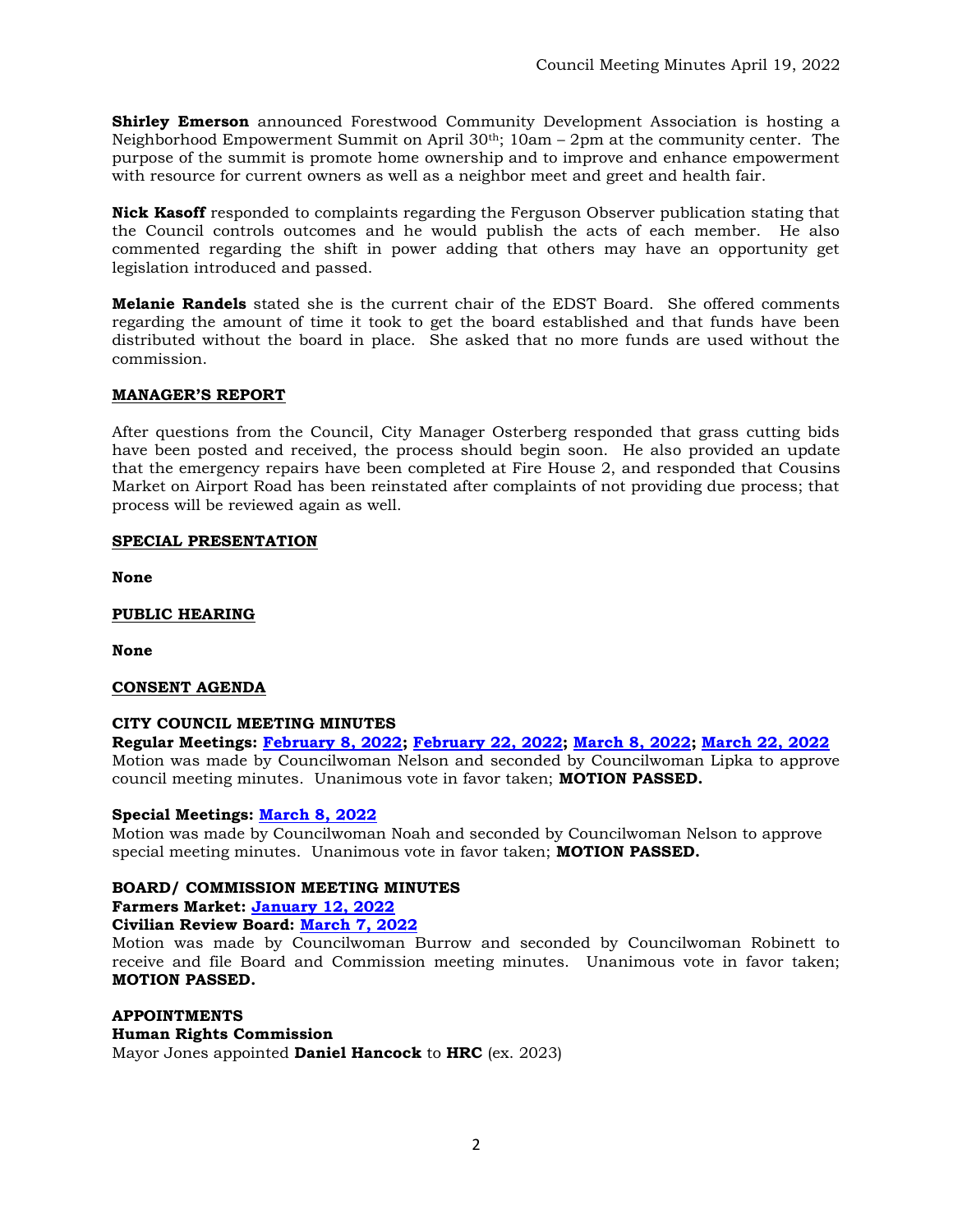**Shirley Emerson** announced Forestwood Community Development Association is hosting a Neighborhood Empowerment Summit on April 30th; 10am – 2pm at the community center. The purpose of the summit is promote home ownership and to improve and enhance empowerment with resource for current owners as well as a neighbor meet and greet and health fair.

**Nick Kasoff** responded to complaints regarding the Ferguson Observer publication stating that the Council controls outcomes and he would publish the acts of each member. He also commented regarding the shift in power adding that others may have an opportunity get legislation introduced and passed.

**Melanie Randels** stated she is the current chair of the EDST Board. She offered comments regarding the amount of time it took to get the board established and that funds have been distributed without the board in place. She asked that no more funds are used without the commission.

## MANAGER'S REPORT

After questions from the Council, City Manager Osterberg responded that grass cutting bids have been posted and received, the process should begin soon. He also provided an update that the emergency repairs have been completed at Fire House 2, and responded that Cousins Market on Airport Road has been reinstated after complaints of not providing due process; that process will be reviewed again as well.

## SPECIAL PRESENTATION

**None**

## PUBLIC HEARING

**None**

## CONSENT AGENDA

### CITY COUNCIL MEETING MINUTES

**Regular Meetings: February 8, 2022; February 22, 2022; March 8, 2022; March 22, 2022**
Motion was made by Councilwoman Nelson and seconded by Councilwoman Lipka to approve council meeting minutes. Unanimous vote in favor taken; **MOTION PASSED.**

**Special Meetings: March 8, 2022**
Motion was made by Councilwoman Noah and seconded by Councilwoman Nelson to approve special meeting minutes. Unanimous vote in favor taken; **MOTION PASSED.**

### BOARD/ COMMISSION MEETING MINUTES

**Farmers Market: January 12, 2022**
**Civilian Review Board: March 7, 2022**
Motion was made by Councilwoman Burrow and seconded by Councilwoman Robinett to receive and file Board and Commission meeting minutes. Unanimous vote in favor taken; **MOTION PASSED.**

### APPOINTMENTS

**Human Rights Commission**
Mayor Jones appointed **Daniel Hancock** to **HRC** (ex. 2023)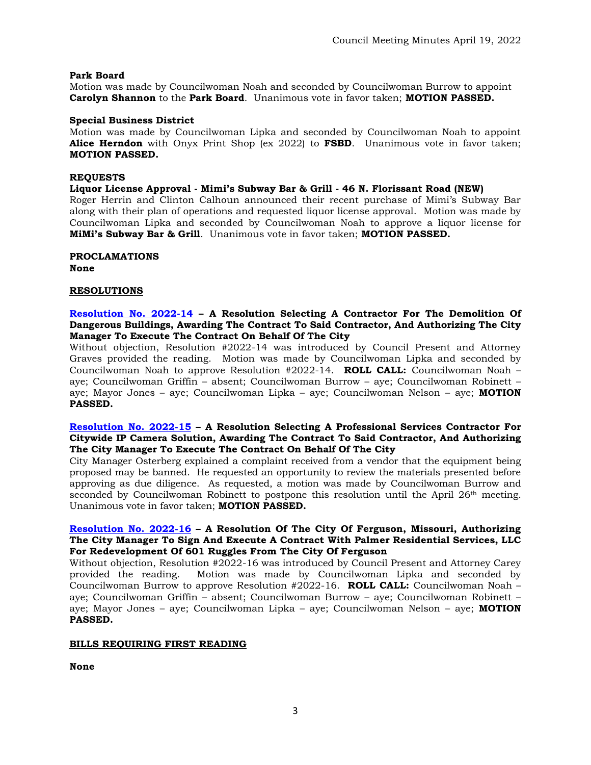**Park Board**
Motion was made by Councilwoman Noah and seconded by Councilwoman Burrow to appoint **Carolyn Shannon** to the **Park Board**. Unanimous vote in favor taken; **MOTION PASSED.**

**Special Business District**
Motion was made by Councilwoman Lipka and seconded by Councilwoman Noah to appoint **Alice Herndon** with Onyx Print Shop (ex 2022) to **FSBD**. Unanimous vote in favor taken; **MOTION PASSED.**

**REQUESTS**

**Liquor License Approval - Mimi's Subway Bar & Grill - 46 N. Florissant Road (NEW)**
Roger Herrin and Clinton Calhoun announced their recent purchase of Mimi's Subway Bar along with their plan of operations and requested liquor license approval. Motion was made by Councilwoman Lipka and seconded by Councilwoman Noah to approve a liquor license for **MiMi's Subway Bar & Grill**. Unanimous vote in favor taken; **MOTION PASSED.**

**PROCLAMATIONS**
**None**

**RESOLUTIONS**

**Resolution No. 2022-14 – A Resolution Selecting A Contractor For The Demolition Of Dangerous Buildings, Awarding The Contract To Said Contractor, And Authorizing The City Manager To Execute The Contract On Behalf Of The City**
Without objection, Resolution #2022-14 was introduced by Council Present and Attorney Graves provided the reading. Motion was made by Councilwoman Lipka and seconded by Councilwoman Noah to approve Resolution #2022-14. **ROLL CALL:** Councilwoman Noah – aye; Councilwoman Griffin – absent; Councilwoman Burrow – aye; Councilwoman Robinett – aye; Mayor Jones – aye; Councilwoman Lipka – aye; Councilwoman Nelson – aye; **MOTION PASSED.**

**Resolution No. 2022-15 – A Resolution Selecting A Professional Services Contractor For Citywide IP Camera Solution, Awarding The Contract To Said Contractor, And Authorizing The City Manager To Execute The Contract On Behalf Of The City**
City Manager Osterberg explained a complaint received from a vendor that the equipment being proposed may be banned. He requested an opportunity to review the materials presented before approving as due diligence. As requested, a motion was made by Councilwoman Burrow and seconded by Councilwoman Robinett to postpone this resolution until the April 26th meeting. Unanimous vote in favor taken; **MOTION PASSED.**

**Resolution No. 2022-16 – A Resolution Of The City Of Ferguson, Missouri, Authorizing The City Manager To Sign And Execute A Contract With Palmer Residential Services, LLC For Redevelopment Of 601 Ruggles From The City Of Ferguson**
Without objection, Resolution #2022-16 was introduced by Council Present and Attorney Carey provided the reading. Motion was made by Councilwoman Lipka and seconded by Councilwoman Burrow to approve Resolution #2022-16. **ROLL CALL:** Councilwoman Noah – aye; Councilwoman Griffin – absent; Councilwoman Burrow – aye; Councilwoman Robinett – aye; Mayor Jones – aye; Councilwoman Lipka – aye; Councilwoman Nelson – aye; **MOTION PASSED.**

**BILLS REQUIRING FIRST READING**

**None**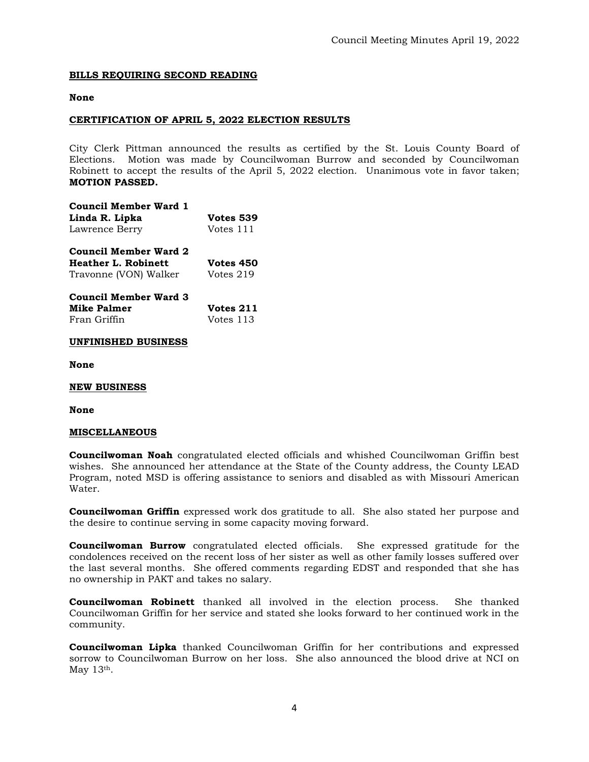**BILLS REQUIRING SECOND READING**

**None**

**CERTIFICATION OF APRIL 5, 2022 ELECTION RESULTS**

City Clerk Pittman announced the results as certified by the St. Louis County Board of Elections. Motion was made by Councilwoman Burrow and seconded by Councilwoman Robinett to accept the results of the April 5, 2022 election. Unanimous vote in favor taken; **MOTION PASSED.**

**Council Member Ward 1**
**Linda R. Lipka** **Votes 539**
Lawrence Berry Votes 111

**Council Member Ward 2**
**Heather L. Robinett** **Votes 450**
Travonne (VON) Walker Votes 219

**Council Member Ward 3**
**Mike Palmer** **Votes 211**
Fran Griffin Votes 113

**UNFINISHED BUSINESS**

**None**

**NEW BUSINESS**

**None**

**MISCELLANEOUS**

**Councilwoman Noah** congratulated elected officials and whished Councilwoman Griffin best wishes. She announced her attendance at the State of the County address, the County LEAD Program, noted MSD is offering assistance to seniors and disabled as with Missouri American Water.

**Councilwoman Griffin** expressed work dos gratitude to all. She also stated her purpose and the desire to continue serving in some capacity moving forward.

**Councilwoman Burrow** congratulated elected officials. She expressed gratitude for the condolences received on the recent loss of her sister as well as other family losses suffered over the last several months. She offered comments regarding EDST and responded that she has no ownership in PAKT and takes no salary.

**Councilwoman Robinett** thanked all involved in the election process. She thanked Councilwoman Griffin for her service and stated she looks forward to her continued work in the community.

**Councilwoman Lipka** thanked Councilwoman Griffin for her contributions and expressed sorrow to Councilwoman Burrow on her loss. She also announced the blood drive at NCI on May 13th.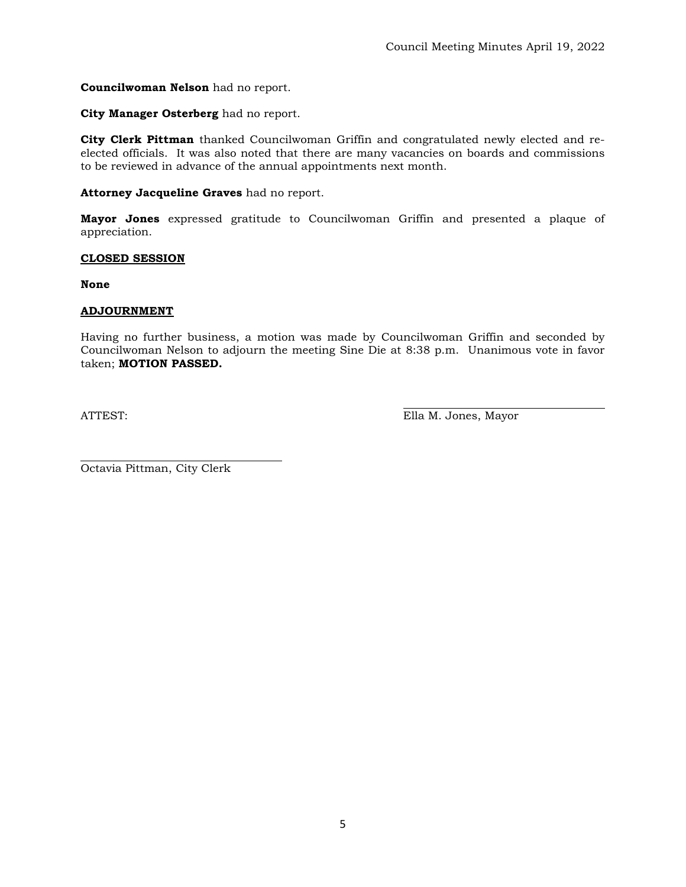**Councilwoman Nelson** had no report.

**City Manager Osterberg** had no report.

**City Clerk Pittman** thanked Councilwoman Griffin and congratulated newly elected and re-elected officials. It was also noted that there are many vacancies on boards and commissions to be reviewed in advance of the annual appointments next month.

**Attorney Jacqueline Graves** had no report.

**Mayor Jones** expressed gratitude to Councilwoman Griffin and presented a plaque of appreciation.

**CLOSED SESSION**

**None**

**ADJOURNMENT**

Having no further business, a motion was made by Councilwoman Griffin and seconded by Councilwoman Nelson to adjourn the meeting Sine Die at 8:38 p.m. Unanimous vote in favor taken; **MOTION PASSED.**

ATTEST:

Ella M. Jones, Mayor

Octavia Pittman, City Clerk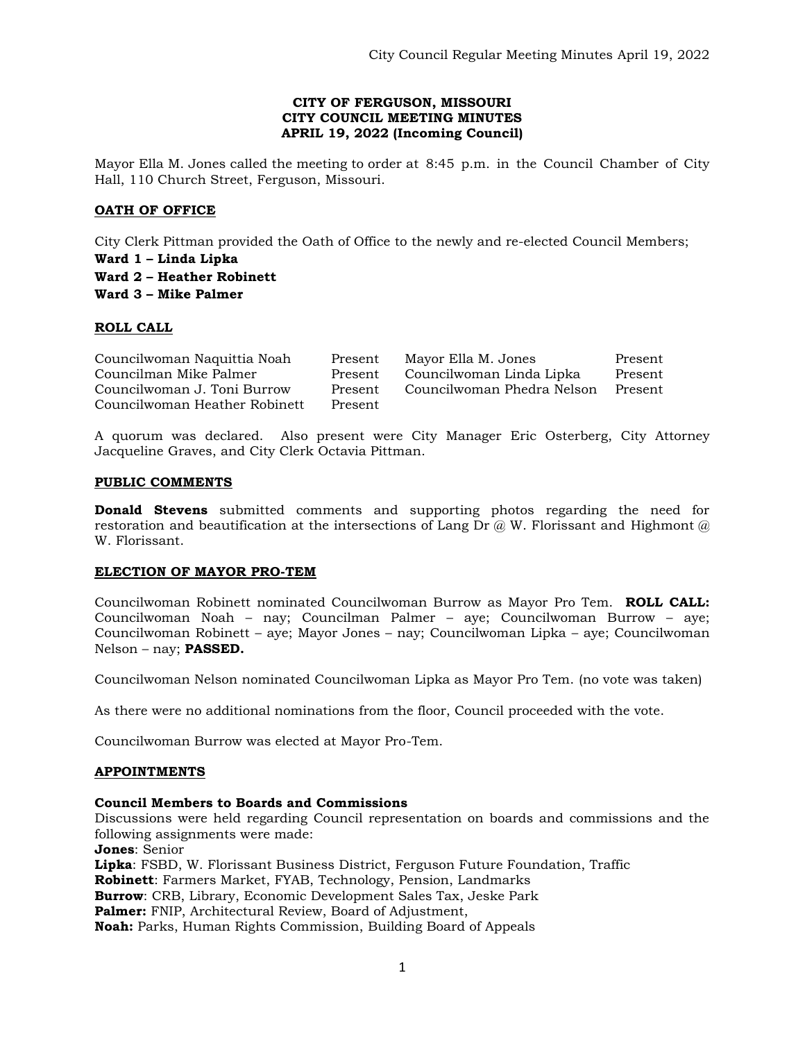**CITY OF FERGUSON, MISSOURI**
**CITY COUNCIL MEETING MINUTES**
**APRIL 19, 2022 (Incoming Council)**

Mayor Ella M. Jones called the meeting to order at 8:45 p.m. in the Council Chamber of City Hall, 110 Church Street, Ferguson, Missouri.

## OATH OF OFFICE

City Clerk Pittman provided the Oath of Office to the newly and re-elected Council Members;

**Ward 1 – Linda Lipka**
**Ward 2 – Heather Robinett**
**Ward 3 – Mike Palmer**

## ROLL CALL

| | | | |
|---|---|---|---|
| Councilwoman Naquittia Noah | Present | Mayor Ella M. Jones | Present |
| Councilman Mike Palmer | Present | Councilwoman Linda Lipka | Present |
| Councilwoman J. Toni Burrow | Present | Councilwoman Phedra Nelson | Present |
| Councilwoman Heather Robinett | Present | | |

A quorum was declared. Also present were City Manager Eric Osterberg, City Attorney Jacqueline Graves, and City Clerk Octavia Pittman.

## PUBLIC COMMENTS

**Donald Stevens** submitted comments and supporting photos regarding the need for restoration and beautification at the intersections of Lang Dr @ W. Florissant and Highmont @ W. Florissant.

## ELECTION OF MAYOR PRO-TEM

Councilwoman Robinett nominated Councilwoman Burrow as Mayor Pro Tem. **ROLL CALL:** Councilwoman Noah – nay; Councilman Palmer – aye; Councilwoman Burrow – aye; Councilwoman Robinett – aye; Mayor Jones – nay; Councilwoman Lipka – aye; Councilwoman Nelson – nay; **PASSED.**

Councilwoman Nelson nominated Councilwoman Lipka as Mayor Pro Tem. (no vote was taken)

As there were no additional nominations from the floor, Council proceeded with the vote.

Councilwoman Burrow was elected at Mayor Pro-Tem.

## APPOINTMENTS

**Council Members to Boards and Commissions**
Discussions were held regarding Council representation on boards and commissions and the following assignments were made:

**Jones**: Senior
**Lipka**: FSBD, W. Florissant Business District, Ferguson Future Foundation, Traffic
**Robinett**: Farmers Market, FYAB, Technology, Pension, Landmarks
**Burrow**: CRB, Library, Economic Development Sales Tax, Jeske Park
**Palmer:** FNIP, Architectural Review, Board of Adjustment,
**Noah:** Parks, Human Rights Commission, Building Board of Appeals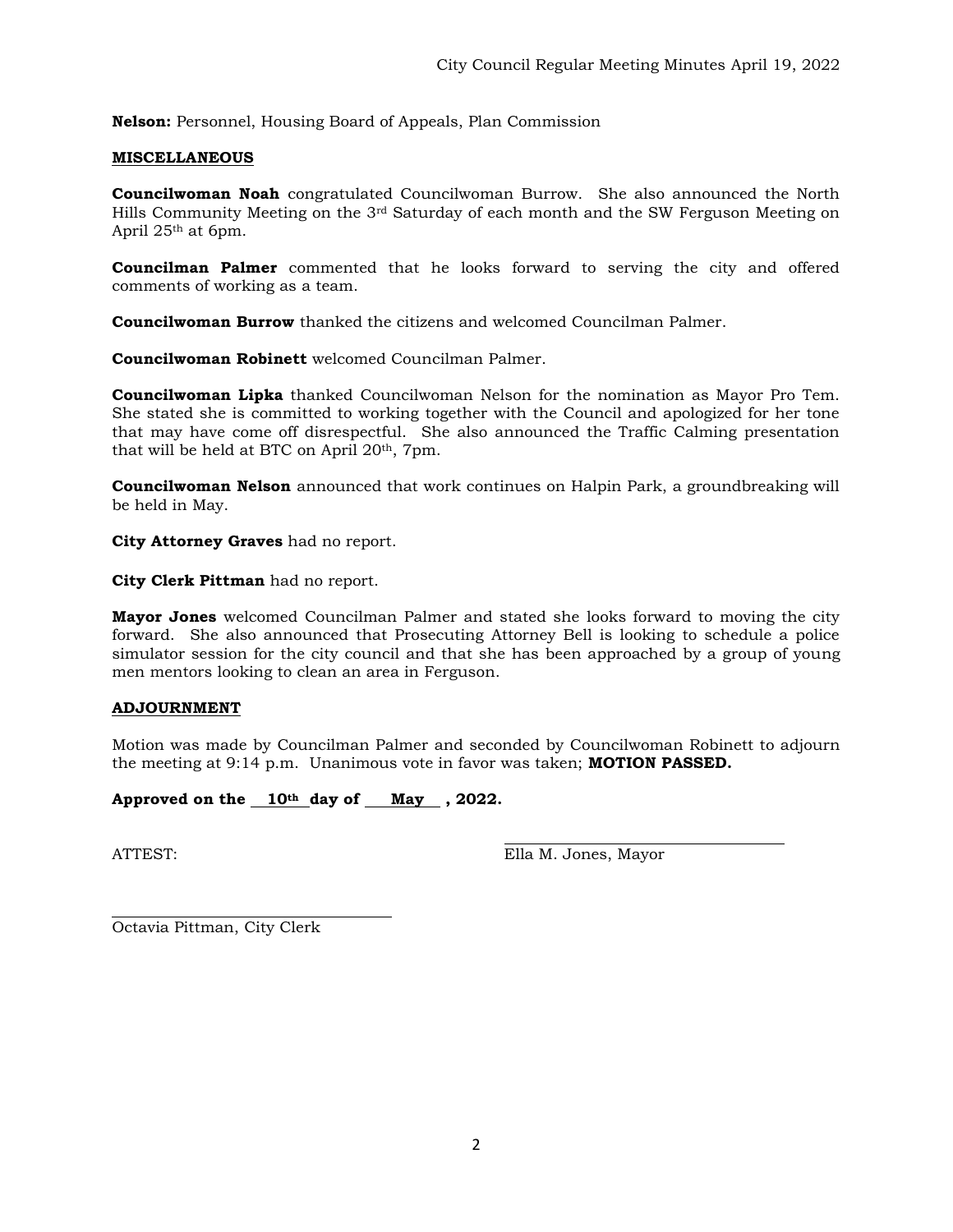**Nelson:** Personnel, Housing Board of Appeals, Plan Commission

**MISCELLANEOUS**

**Councilwoman Noah** congratulated Councilwoman Burrow. She also announced the North Hills Community Meeting on the 3rd Saturday of each month and the SW Ferguson Meeting on April 25th at 6pm.

**Councilman Palmer** commented that he looks forward to serving the city and offered comments of working as a team.

**Councilwoman Burrow** thanked the citizens and welcomed Councilman Palmer.

**Councilwoman Robinett** welcomed Councilman Palmer.

**Councilwoman Lipka** thanked Councilwoman Nelson for the nomination as Mayor Pro Tem. She stated she is committed to working together with the Council and apologized for her tone that may have come off disrespectful. She also announced the Traffic Calming presentation that will be held at BTC on April 20th, 7pm.

**Councilwoman Nelson** announced that work continues on Halpin Park, a groundbreaking will be held in May.

**City Attorney Graves** had no report.

**City Clerk Pittman** had no report.

**Mayor Jones** welcomed Councilman Palmer and stated she looks forward to moving the city forward. She also announced that Prosecuting Attorney Bell is looking to schedule a police simulator session for the city council and that she has been approached by a group of young men mentors looking to clean an area in Ferguson.

**ADJOURNMENT**

Motion was made by Councilman Palmer and seconded by Councilwoman Robinett to adjourn the meeting at 9:14 p.m. Unanimous vote in favor was taken; **MOTION PASSED.**

**Approved on the 10th day of May , 2022.**

ATTEST:

Ella M. Jones, Mayor

Octavia Pittman, City Clerk